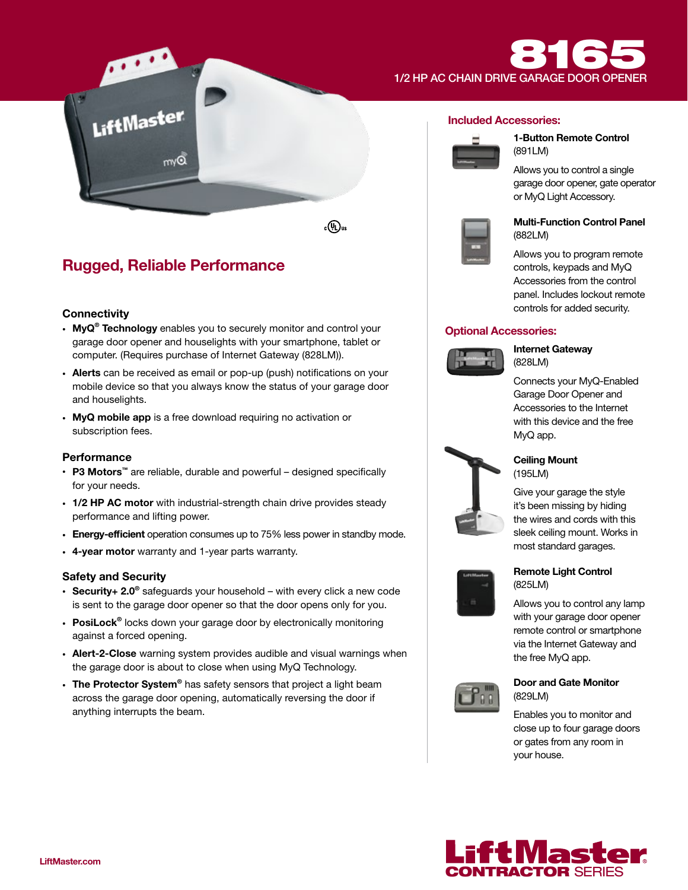# 8165

## 1/2 HP AC CHAIN DRIVE GARAGE DOOR OPENER

## Rugged, Reliable Performance

### Connectivity

- **MyQ® Technology** enables you to securely monitor and control your garage door opener and houselights with your smartphone, tablet or computer. (Requires purchase of Internet Gateway (828LM)).
- **Alerts** can be received as email or pop-up (push) notifications on your mobile device so that you always know the status of your garage door and houselights.
- **MyQ mobile app** is a free download requiring no activation or subscription fees.

### Performance

- **P3 Motors™** are reliable, durable and powerful – designed specifically for your needs.
- **1/2 HP AC motor** with industrial-strength chain drive provides steady performance and lifting power.
- **Energy-efficient** operation consumes up to 75% less power in standby mode.
- **4-year motor** warranty and 1-year parts warranty.

### Safety and Security

- **Security+ 2.0®** safeguards your household – with every click a new code is sent to the garage door opener so that the door opens only for you.
- **PosiLock®** locks down your garage door by electronically monitoring against a forced opening.
- **Alert-2-Close** warning system provides audible and visual warnings when the garage door is about to close when using MyQ Technology.
- **The Protector System®** has safety sensors that project a light beam across the garage door opening, automatically reversing the door if anything interrupts the beam.

## Included Accessories:

**1-Button Remote Control**
(891LM)

Allows you to control a single garage door opener, gate operator or MyQ Light Accessory.

**Multi-Function Control Panel**
(882LM)

Allows you to program remote controls, keypads and MyQ Accessories from the control panel. Includes lockout remote controls for added security.

## Optional Accessories:

**Internet Gateway**
(828LM)

Connects your MyQ-Enabled Garage Door Opener and Accessories to the Internet with this device and the free MyQ app.

**Ceiling Mount**
(195LM)

Give your garage the style it's been missing by hiding the wires and cords with this sleek ceiling mount. Works in most standard garages.

**Remote Light Control**
(825LM)

Allows you to control any lamp with your garage door opener remote control or smartphone via the Internet Gateway and the free MyQ app.

**Door and Gate Monitor**
(829LM)

Enables you to monitor and close up to four garage doors or gates from any room in your house.

LiftMaster.com

LiftMaster CONTRACTOR SERIES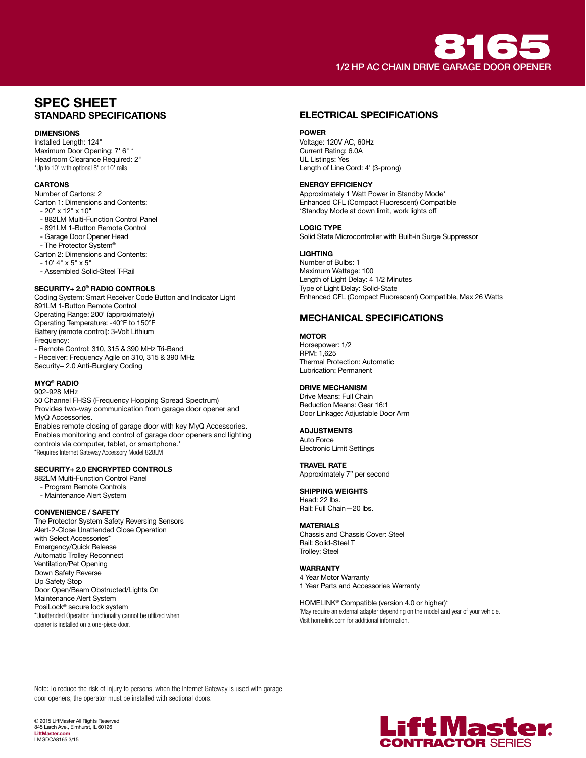# 8165

## 1/2 HP AC CHAIN DRIVE GARAGE DOOR OPENER

# SPEC SHEET

## STANDARD SPECIFICATIONS

### DIMENSIONS

Installed Length: 124"
Maximum Door Opening: 7' 6" *
Headroom Clearance Required: 2"
*Up to 10' with optional 8' or 10' rails

### CARTONS

Number of Cartons: 2
Carton 1: Dimensions and Contents:
- 20" x 12" x 10"
- 882LM Multi-Function Control Panel
- 891LM 1-Button Remote Control
- Garage Door Opener Head
- The Protector System®

Carton 2: Dimensions and Contents:
- 10' 4" x 5" x 5"
- Assembled Solid-Steel T-Rail

### SECURITY+ 2.0® RADIO CONTROLS

Coding System: Smart Receiver Code Button and Indicator Light
891LM 1-Button Remote Control
Operating Range: 200' (approximately)
Operating Temperature: -40°F to 150°F
Battery (remote control): 3-Volt Lithium
Frequency:
- Remote Control: 310, 315 & 390 MHz Tri-Band
- Receiver: Frequency Agile on 310, 315 & 390 MHz

Security+ 2.0 Anti-Burglary Coding

### MYQ® RADIO

902-928 MHz
50 Channel FHSS (Frequency Hopping Spread Spectrum)
Provides two-way communication from garage door opener and MyQ Accessories.
Enables remote closing of garage door with key MyQ Accessories.
Enables monitoring and control of garage door openers and lighting controls via computer, tablet, or smartphone.*
*Requires Internet Gateway Accessory Model 828LM

### SECURITY+ 2.0 ENCRYPTED CONTROLS

882LM Multi-Function Control Panel
- Program Remote Controls
- Maintenance Alert System

### CONVENIENCE / SAFETY

The Protector System Safety Reversing Sensors
Alert-2-Close Unattended Close Operation with Select Accessories*
Emergency/Quick Release
Automatic Trolley Reconnect
Ventilation/Pet Opening
Down Safety Reverse
Up Safety Stop
Door Open/Beam Obstructed/Lights On
Maintenance Alert System
PosiLock® secure lock system
*Unattended Operation functionality cannot be utilized when opener is installed on a one-piece door.

## ELECTRICAL SPECIFICATIONS

### POWER

Voltage: 120V AC, 60Hz
Current Rating: 6.0A
UL Listings: Yes
Length of Line Cord: 4' (3-prong)

### ENERGY EFFICIENCY

Approximately 1 Watt Power in Standby Mode*
Enhanced CFL (Compact Fluorescent) Compatible
*Standby Mode at down limit, work lights off

### LOGIC TYPE

Solid State Microcontroller with Built-in Surge Suppressor

### LIGHTING

Number of Bulbs: 1
Maximum Wattage: 100
Length of Light Delay: 4 1/2 Minutes
Type of Light Delay: Solid-State
Enhanced CFL (Compact Fluorescent) Compatible, Max 26 Watts

## MECHANICAL SPECIFICATIONS

### MOTOR

Horsepower: 1/2
RPM: 1,625
Thermal Protection: Automatic
Lubrication: Permanent

### DRIVE MECHANISM

Drive Means: Full Chain
Reduction Means: Gear 16:1
Door Linkage: Adjustable Door Arm

### ADJUSTMENTS

Auto Force
Electronic Limit Settings

### TRAVEL RATE

Approximately 7" per second

### SHIPPING WEIGHTS

Head: 22 lbs.
Rail: Full Chain—20 lbs.

### MATERIALS

Chassis and Chassis Cover: Steel
Rail: Solid-Steel T
Trolley: Steel

### WARRANTY

4 Year Motor Warranty
1 Year Parts and Accessories Warranty

HOMELINK® Compatible (version 4.0 or higher)*
*May require an external adapter depending on the model and year of your vehicle. Visit homelink.com for additional information.

Note: To reduce the risk of injury to persons, when the Internet Gateway is used with garage door openers, the operator must be installed with sectional doors.

© 2015 LiftMaster All Rights Reserved
845 Larch Ave., Elmhurst, IL 60126
LiftMaster.com
LMGDCA8165 3/15

LiftMaster® CONTRACTOR SERIES